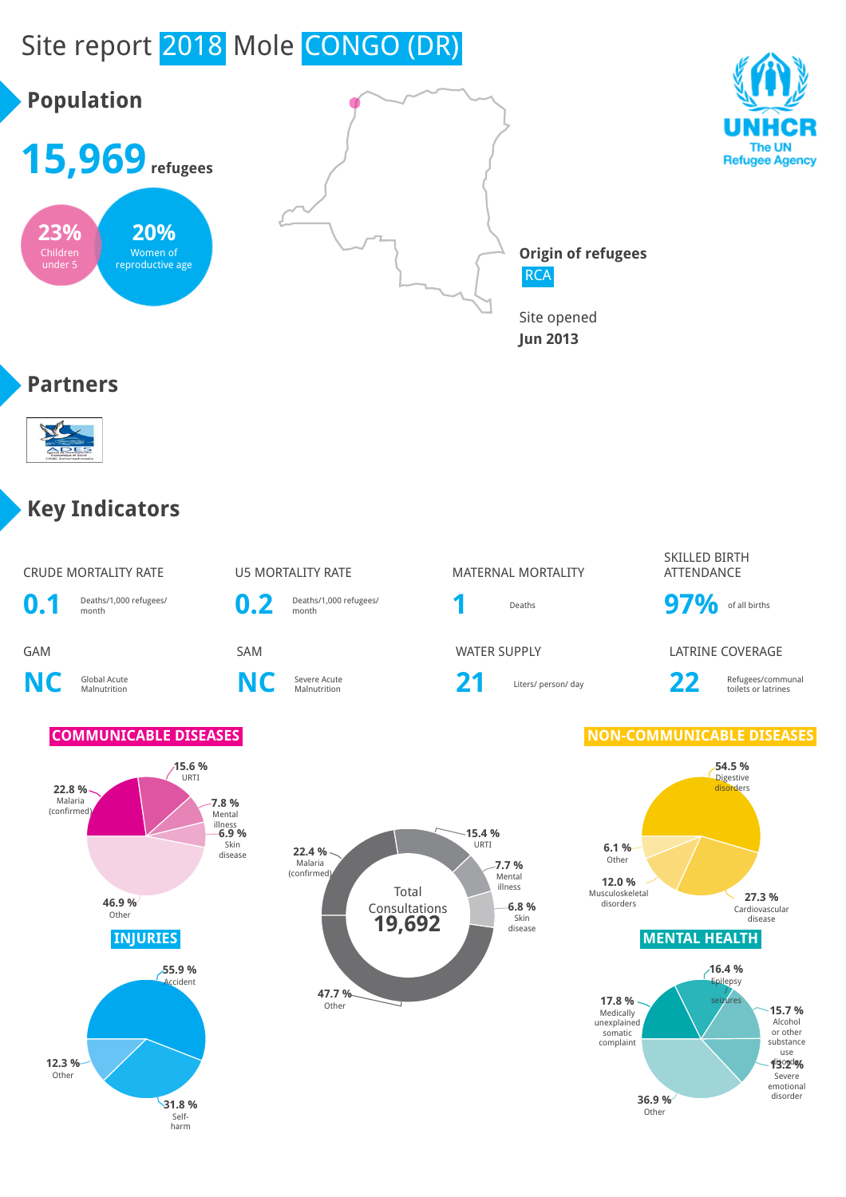# Site report 2018 Mole CONGO (DR)

UNHCR
The UN Refugee Agency

## Population

**15,969** refugees

**23%** Children under 5

**20%** Women of reproductive age

**Origin of refugees**
RCA

Site opened
**Jun 2013**

## Partners

ADES

## Key Indicators

| CRUDE MORTALITY RATE | U5 MORTALITY RATE | MATERNAL MORTALITY | SKILLED BIRTH ATTENDANCE |
|---|---|---|---|
| **0.1** Deaths/1,000 refugees/ month | **0.2** Deaths/1,000 refugees/ month | **1** Deaths | **97%** of all births |

| GAM | SAM | WATER SUPPLY | LATRINE COVERAGE |
|---|---|---|---|
| **NC** Global Acute Malnutrition | **NC** Severe Acute Malnutrition | **21** Liters/ person/ day | **22** Refugees/communal toilets or latrines |

### COMMUNICABLE DISEASES

| Disease | % |
|---|---|
| Malaria (confirmed) | 22.8 % |
| URTI | 15.6 % |
| Mental illness | 7.8 % |
| Skin disease | 6.9 % |
| Other | 46.9 % |

### Total Consultations 19,692

| Category | % |
|---|---|
| Malaria (confirmed) | 22.4 % |
| URTI | 15.4 % |
| Mental illness | 7.7 % |
| Skin disease | 6.8 % |
| Other | 47.7 % |

### NON-COMMUNICABLE DISEASES

| Disease | % |
|---|---|
| Digestive disorders | 54.5 % |
| Cardiovascular disease | 27.3 % |
| Musculoskeletal disorders | 12.0 % |
| Other | 6.1 % |

### INJURIES

| Injury | % |
|---|---|
| Accident | 55.9 % |
| Self-harm | 31.8 % |
| Other | 12.3 % |

### MENTAL HEALTH

| Condition | % |
|---|---|
| Epilepsy seizures | 16.4 % |
| Alcohol or other substance use disorder | 15.7 % |
| Severe emotional disorder | 13.2 % |
| Other | 36.9 % |
| Medically unexplained somatic complaint | 17.8 % |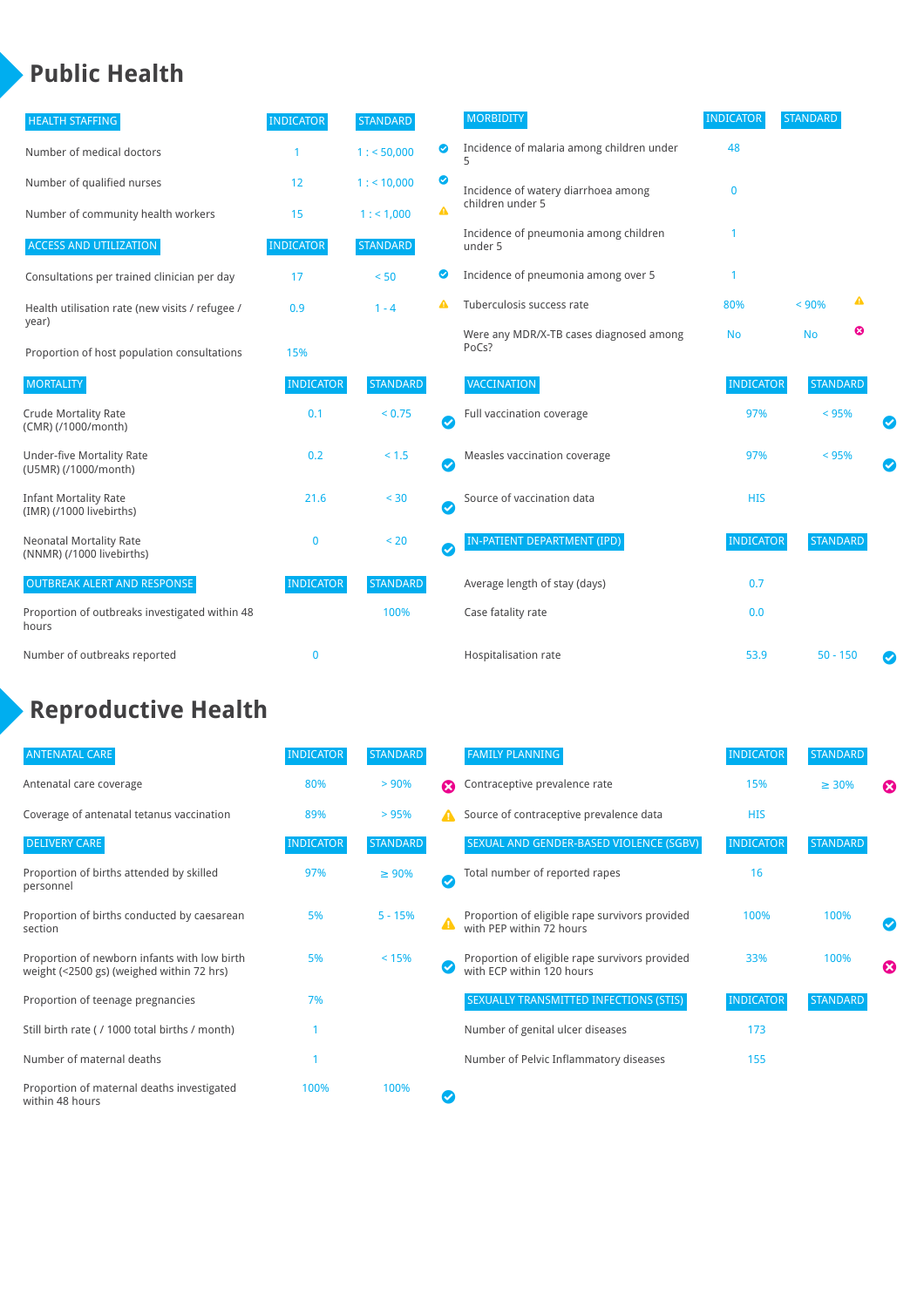# Public Health

| HEALTH STAFFING | INDICATOR | STANDARD | |
|---|---|---|---|
| Number of medical doctors | 1 | 1 : < 50,000 | ✔ |
| Number of qualified nurses | 12 | 1 : < 10,000 | ✔ |
| Number of community health workers | 15 | 1 : < 1,000 | ⚠ |

| ACCESS AND UTILIZATION | INDICATOR | STANDARD | |
|---|---|---|---|
| Consultations per trained clinician per day | 17 | < 50 | ✔ |
| Health utilisation rate (new visits / refugee / year) | 0.9 | 1 - 4 | ⚠ |
| Proportion of host population consultations | 15% | | |

| MORTALITY | INDICATOR | STANDARD | |
|---|---|---|---|
| Crude Mortality Rate (CMR) (/1000/month) | 0.1 | < 0.75 | ✔ |
| Under-five Mortality Rate (U5MR) (/1000/month) | 0.2 | < 1.5 | ✔ |
| Infant Mortality Rate (IMR) (/1000 livebirths) | 21.6 | < 30 | ✔ |
| Neonatal Mortality Rate (NNMR) (/1000 livebirths) | 0 | < 20 | ✔ |

| OUTBREAK ALERT AND RESPONSE | INDICATOR | STANDARD | |
|---|---|---|---|
| Proportion of outbreaks investigated within 48 hours | | 100% | |
| Number of outbreaks reported | 0 | | |

| MORBIDITY | INDICATOR | STANDARD | |
|---|---|---|---|
| Incidence of malaria among children under 5 | 48 | | |
| Incidence of watery diarrhoea among children under 5 | 0 | | |
| Incidence of pneumonia among children under 5 | 1 | | |
| Incidence of pneumonia among over 5 | 1 | | |
| Tuberculosis success rate | 80% | < 90% | ⚠ |
| Were any MDR/X-TB cases diagnosed among PoCs? | No | No | ✖ |

| VACCINATION | INDICATOR | STANDARD | |
|---|---|---|---|
| Full vaccination coverage | 97% | < 95% | ✔ |
| Measles vaccination coverage | 97% | < 95% | ✔ |
| Source of vaccination data | HIS | | |

| IN-PATIENT DEPARTMENT (IPD) | INDICATOR | STANDARD | |
|---|---|---|---|
| Average length of stay (days) | 0.7 | | |
| Case fatality rate | 0.0 | | |
| Hospitalisation rate | 53.9 | 50 - 150 | ✔ |

# Reproductive Health

| ANTENATAL CARE | INDICATOR | STANDARD | |
|---|---|---|---|
| Antenatal care coverage | 80% | > 90% | ✖ |
| Coverage of antenatal tetanus vaccination | 89% | > 95% | ⚠ |

| DELIVERY CARE | INDICATOR | STANDARD | |
|---|---|---|---|
| Proportion of births attended by skilled personnel | 97% | ≥ 90% | ✔ |
| Proportion of births conducted by caesarean section | 5% | 5 - 15% | ⚠ |
| Proportion of newborn infants with low birth weight (<2500 gs) (weighed within 72 hrs) | 5% | < 15% | ✔ |
| Proportion of teenage pregnancies | 7% | | |
| Still birth rate ( / 1000 total births / month) | 1 | | |
| Number of maternal deaths | 1 | | |
| Proportion of maternal deaths investigated within 48 hours | 100% | 100% | ✔ |

| FAMILY PLANNING | INDICATOR | STANDARD | |
|---|---|---|---|
| Contraceptive prevalence rate | 15% | ≥ 30% | ✖ |
| Source of contraceptive prevalence data | HIS | | |

| SEXUAL AND GENDER-BASED VIOLENCE (SGBV) | INDICATOR | STANDARD | |
|---|---|---|---|
| Total number of reported rapes | 16 | | |
| Proportion of eligible rape survivors provided with PEP within 72 hours | 100% | 100% | ✔ |
| Proportion of eligible rape survivors provided with ECP within 120 hours | 33% | 100% | ✖ |

| SEXUALLY TRANSMITTED INFECTIONS (STIS) | INDICATOR | STANDARD |
|---|---|---|
| Number of genital ulcer diseases | 173 | |
| Number of Pelvic Inflammatory diseases | 155 | |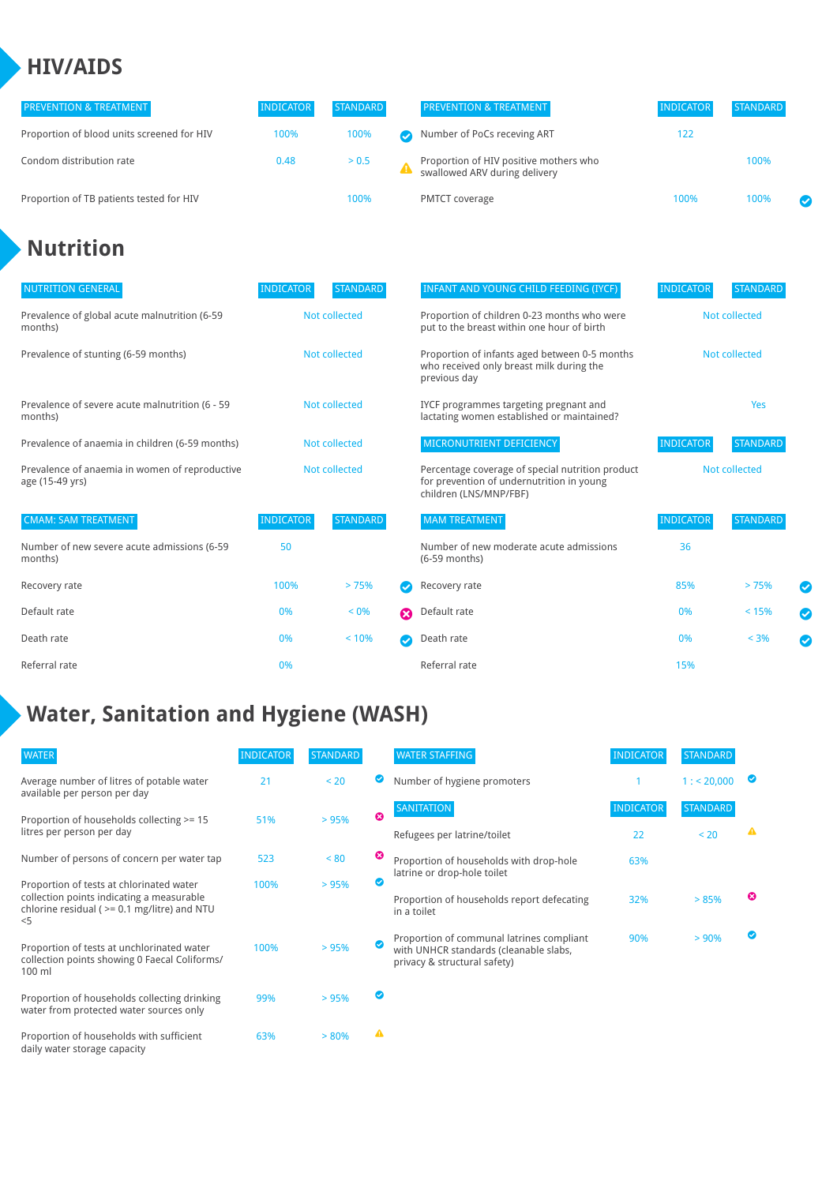# HIV/AIDS

| PREVENTION & TREATMENT | INDICATOR | STANDARD | |
|---|---|---|---|
| Proportion of blood units screened for HIV | 100% | 100% | ✔ |
| Condom distribution rate | 0.48 | > 0.5 | ⚠ |
| Proportion of TB patients tested for HIV | | 100% | |

| PREVENTION & TREATMENT | INDICATOR | STANDARD | |
|---|---|---|---|
| Number of PoCs receving ART | 122 | | |
| Proportion of HIV positive mothers who swallowed ARV during delivery | | 100% | |
| PMTCT coverage | 100% | 100% | ✔ |

# Nutrition

| NUTRITION GENERAL | INDICATOR | STANDARD |
|---|---|---|
| Prevalence of global acute malnutrition (6-59 months) | Not collected | |
| Prevalence of stunting (6-59 months) | Not collected | |
| Prevalence of severe acute malnutrition (6 - 59 months) | Not collected | |
| Prevalence of anaemia in children (6-59 months) | Not collected | |
| Prevalence of anaemia in women of reproductive age (15-49 yrs) | Not collected | |

| INFANT AND YOUNG CHILD FEEDING (IYCF) | INDICATOR | STANDARD |
|---|---|---|
| Proportion of children 0-23 months who were put to the breast within one hour of birth | Not collected | |
| Proportion of infants aged between 0-5 months who received only breast milk during the previous day | Not collected | |
| IYCF programmes targeting pregnant and lactating women established or maintained? | | Yes |

| MICRONUTRIENT DEFICIENCY | INDICATOR | STANDARD |
|---|---|---|
| Percentage coverage of special nutrition product for prevention of undernutrition in young children (LNS/MNP/FBF) | Not collected | |

| CMAM: SAM TREATMENT | INDICATOR | STANDARD | |
|---|---|---|---|
| Number of new severe acute admissions (6-59 months) | 50 | | |
| Recovery rate | 100% | > 75% | ✔ |
| Default rate | 0% | < 0% | ✖ |
| Death rate | 0% | < 10% | ✔ |
| Referral rate | 0% | | |

| MAM TREATMENT | INDICATOR | STANDARD | |
|---|---|---|---|
| Number of new moderate acute admissions (6-59 months) | 36 | | |
| Recovery rate | 85% | > 75% | ✔ |
| Default rate | 0% | < 15% | ✔ |
| Death rate | 0% | < 3% | ✔ |
| Referral rate | 15% | | |

# Water, Sanitation and Hygiene (WASH)

| WATER | INDICATOR | STANDARD | |
|---|---|---|---|
| Average number of litres of potable water available per person per day | 21 | < 20 | ✔ |
| Proportion of households collecting >= 15 litres per person per day | 51% | > 95% | ✖ |
| Number of persons of concern per water tap | 523 | < 80 | ✖ |
| Proportion of tests at chlorinated water collection points indicating a measurable chlorine residual ( >= 0.1 mg/litre) and NTU <5 | 100% | > 95% | ✔ |
| Proportion of tests at unchlorinated water collection points showing 0 Faecal Coliforms/ 100 ml | 100% | > 95% | ✔ |
| Proportion of households collecting drinking water from protected water sources only | 99% | > 95% | ✔ |
| Proportion of households with sufficient daily water storage capacity | 63% | > 80% | ⚠ |

| WATER STAFFING | INDICATOR | STANDARD | |
|---|---|---|---|
| Number of hygiene promoters | 1 | 1 : < 20,000 | ✔ |

| SANITATION | INDICATOR | STANDARD | |
|---|---|---|---|
| Refugees per latrine/toilet | 22 | < 20 | ⚠ |
| Proportion of households with drop-hole latrine or drop-hole toilet | 63% | | |
| Proportion of households report defecating in a toilet | 32% | > 85% | ✖ |
| Proportion of communal latrines compliant with UNHCR standards (cleanable slabs, privacy & structural safety) | 90% | > 90% | ✔ |